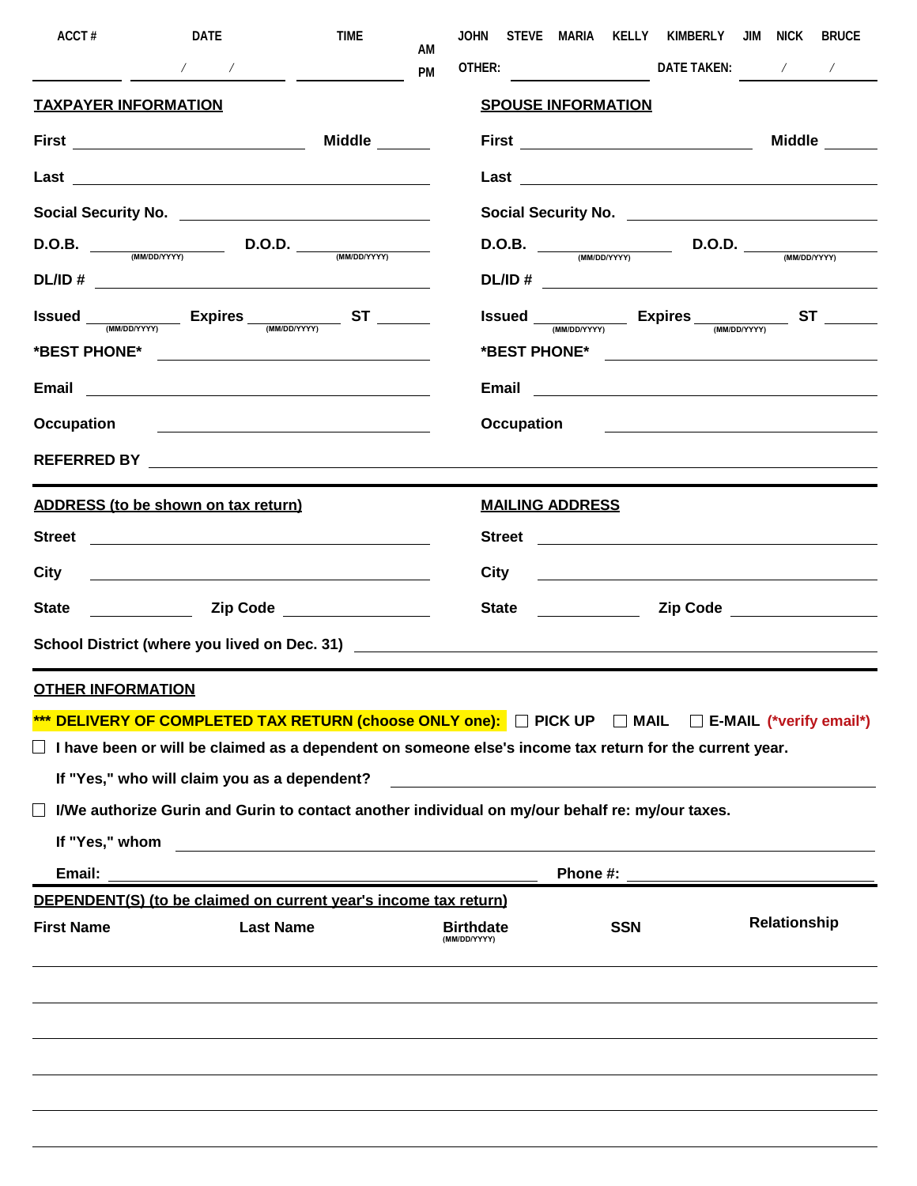| ACCT # | DATE | TIME | | JOHN STEVE MARIA KELLY KIMBERLY JIM NICK BRUCE |
|---|---|---|---|---|
| ______ | / / | ______ | AM PM | OTHER: ______ DATE TAKEN: / / |

## TAXPAYER INFORMATION

First ______ Middle ______

Last ______

Social Security No. ______

D.O.B. ______ (MM/DD/YYYY) D.O.D. ______ (MM/DD/YYYY)

DL/ID # ______

Issued ______ (MM/DD/YYYY) Expires ______ (MM/DD/YYYY) ST ______

***BEST PHONE*** ______

Email ______

Occupation ______

## SPOUSE INFORMATION

First ______ Middle ______

Last ______

Social Security No. ______

D.O.B. ______ (MM/DD/YYYY) D.O.D. ______ (MM/DD/YYYY)

DL/ID # ______

Issued ______ (MM/DD/YYYY) Expires ______ (MM/DD/YYYY) ST ______

***BEST PHONE*** ______

Email ______

Occupation ______

**REFERRED BY** ______

## ADDRESS (to be shown on tax return)

Street ______

City ______

State ______ Zip Code ______

## MAILING ADDRESS

Street ______

City ______

State ______ Zip Code ______

School District (where you lived on Dec. 31) ______

## OTHER INFORMATION

**\*\*\* DELIVERY OF COMPLETED TAX RETURN (choose ONLY one):** ☐ PICK UP ☐ MAIL ☐ E-MAIL (*verify email*)

☐ I have been or will be claimed as a dependent on someone else's income tax return for the current year.

If "Yes," who will claim you as a dependent? ______

☐ I/We authorize Gurin and Gurin to contact another individual on my/our behalf re: my/our taxes.

If "Yes," whom ______

Email: ______ Phone #: ______

## DEPENDENT(S) (to be claimed on current year's income tax return)

| First Name | Last Name | Birthdate (MM/DD/YYYY) | SSN | Relationship |
|---|---|---|---|---|
| | | | | |
| | | | | |
| | | | | |
| | | | | |
| | | | | |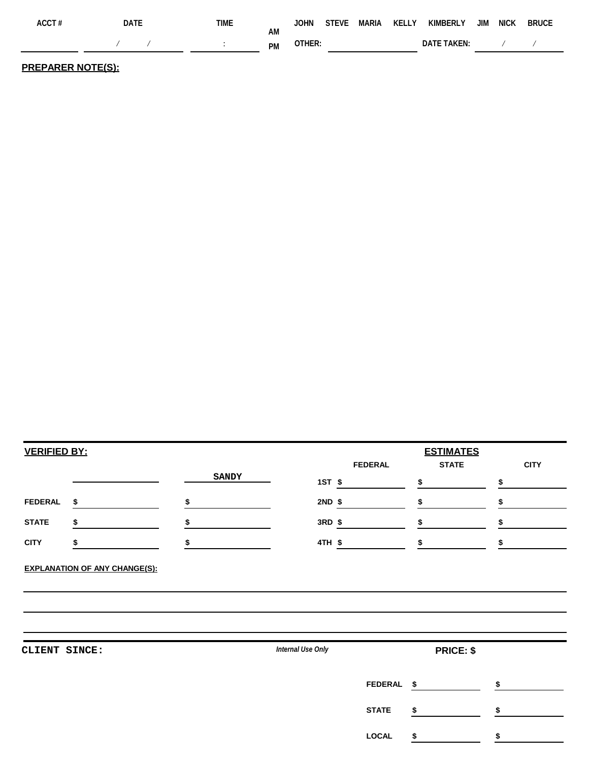| ACCT # | DATE | TIME | | JOHN | STEVE | MARIA | KELLY | KIMBERLY | JIM | NICK | BRUCE |
|---|---|---|---|---|---|---|---|---|---|---|---|
| | / / | : | AM PM | OTHER: | | | | DATE TAKEN: | / / | | |

**PREPARER NOTE(S):**

| **VERIFIED BY:** | | | | **ESTIMATES** | |
|---|---|---|---|---|---|
| | | **SANDY** | | **FEDERAL** | **STATE** | **CITY** |
| | | | **1ST** | $ | $ | $ |
| **FEDERAL** | $ | $ | **2ND** | $ | $ | $ |
| **STATE** | $ | $ | **3RD** | $ | $ | $ |
| **CITY** | $ | $ | **4TH** | $ | $ | $ |

**EXPLANATION OF ANY CHANGE(S):**

**CLIENT SINCE:** *Internal Use Only* **PRICE: $**

| | | |
|---|---|---|
| **FEDERAL** | $ | $ |
| **STATE** | $ | $ |
| **LOCAL** | $ | $ |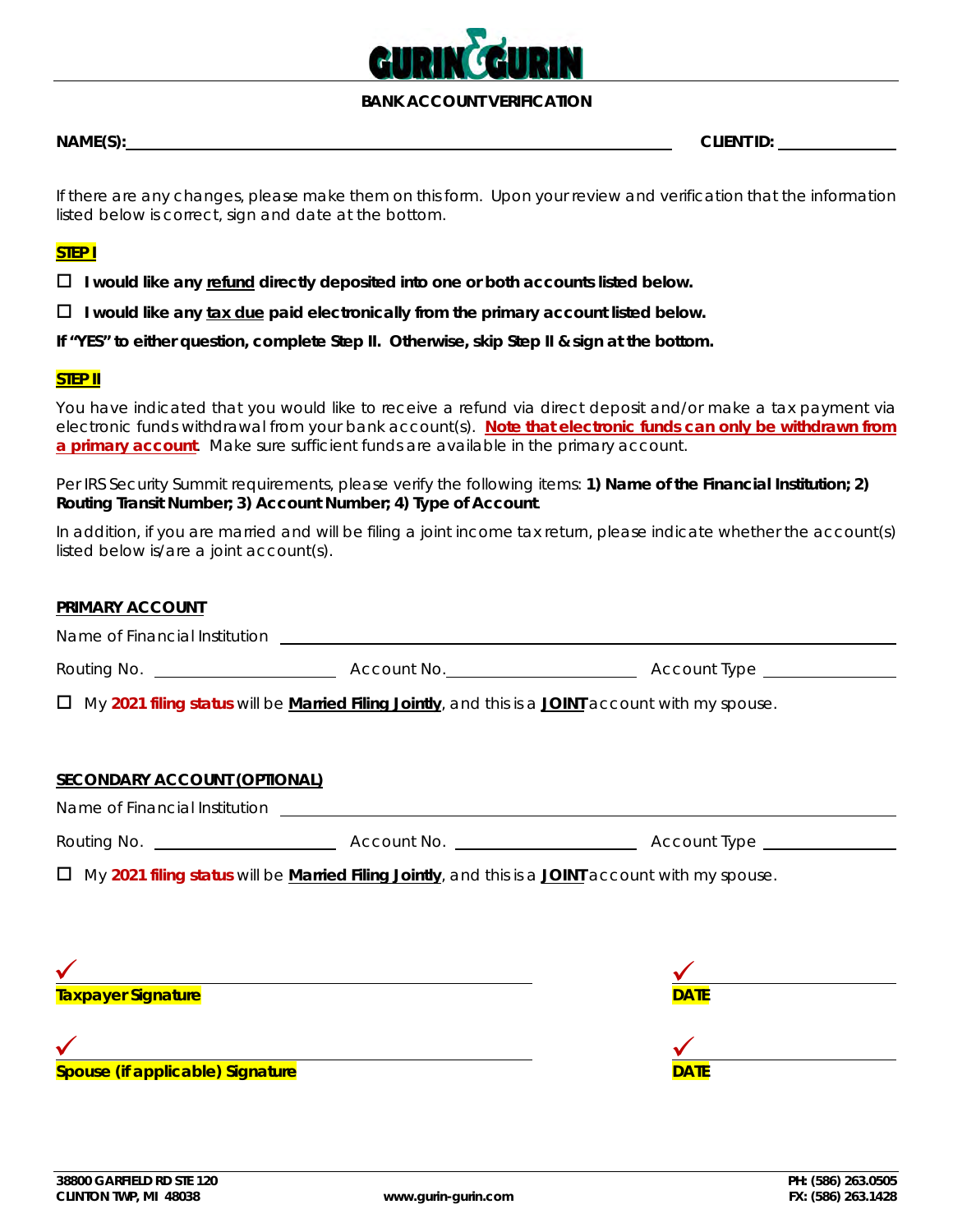# GURIN & GURIN

## BANK ACCOUNT VERIFICATION

**NAME(S):** ______________________________ **CLIENT ID:** ______________

If there are any changes, please make them on this form. Upon your review and verification that the information listed below is correct, sign and date at the bottom.

**STEP I**

☐ **I would like any refund directly deposited into one or both accounts listed below.**

☐ **I would like any tax due paid electronically from the primary account listed below.**

**If "YES" to either question, complete Step II. Otherwise, skip Step II & sign at the bottom.**

**STEP II**

You have indicated that you would like to receive a refund via direct deposit and/or make a tax payment via electronic funds withdrawal from your bank account(s). **Note that electronic funds can only be withdrawn from a primary account**. Make sure sufficient funds are available in the primary account.

Per IRS Security Summit requirements, please verify the following items: **1) Name of the Financial Institution; 2) Routing Transit Number; 3) Account Number; 4) Type of Account**.

In addition, if you are married and will be filing a joint income tax return, please indicate whether the account(s) listed below is/are a joint account(s).

**PRIMARY ACCOUNT**

Name of Financial Institution ______________________________

Routing No. ______________ Account No. ______________ Account Type ______________

☐ My **2021 filing status** will be **Married Filing Jointly**, and this is a **JOINT** account with my spouse.

**SECONDARY ACCOUNT (OPTIONAL)**

Name of Financial Institution ______________________________

Routing No. ______________ Account No. ______________ Account Type ______________

☐ My **2021 filing status** will be **Married Filing Jointly**, and this is a **JOINT** account with my spouse.

✓ ______________________________ ✓ ______________

**Taxpayer Signature** **DATE**

✓ ______________________________ ✓ ______________

**Spouse (if applicable) Signature** **DATE**

**38800 GARFIELD RD STE 120**
**CLINTON TWP, MI 48038**

**www.gurin-gurin.com**

**PH: (586) 263.0505**
**FX: (586) 263.1428**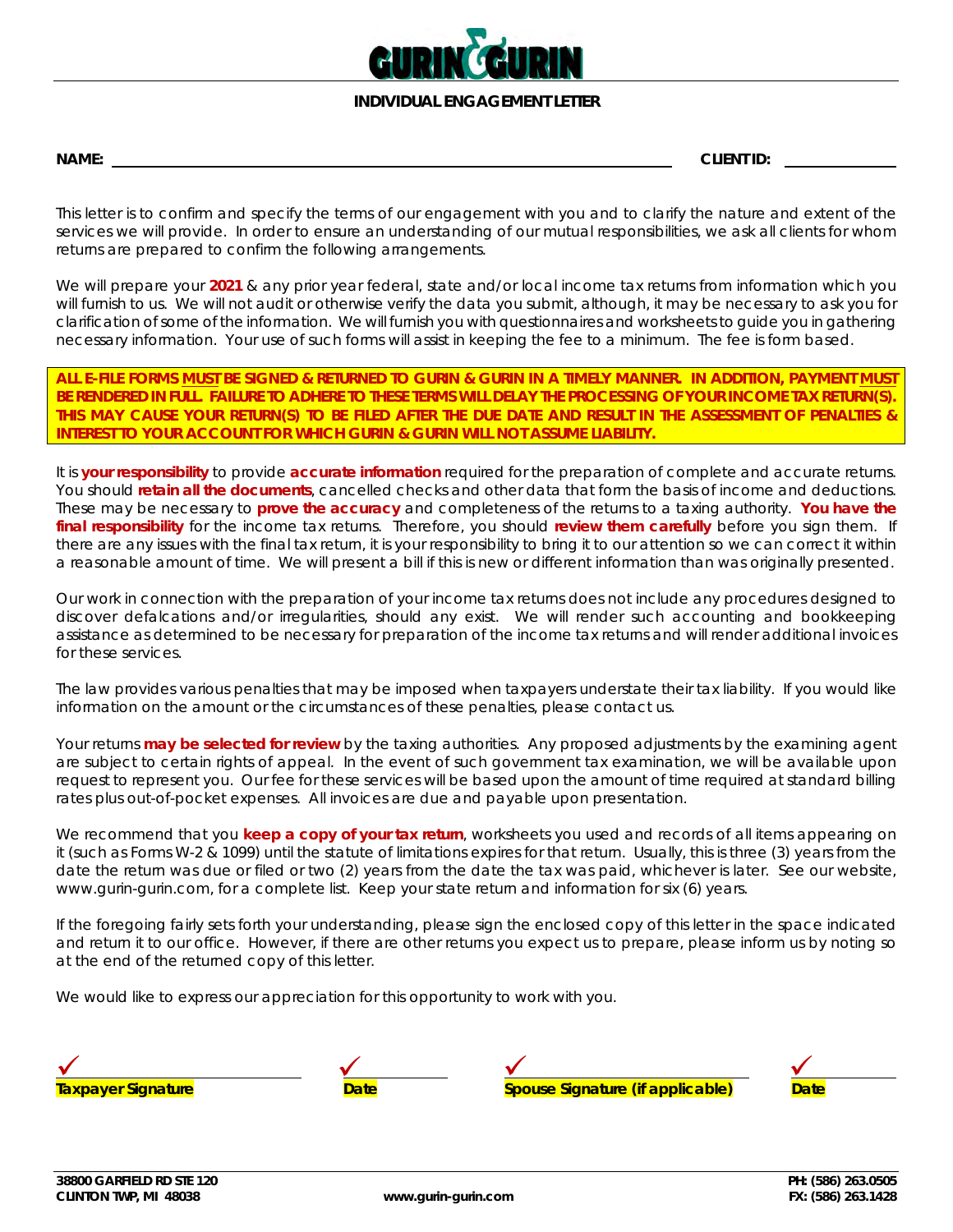GURIN & GURIN

# INDIVIDUAL ENGAGEMENT LETTER

**NAME:** ______________________________ **CLIENT ID:** ____________

This letter is to confirm and specify the terms of our engagement with you and to clarify the nature and extent of the services we will provide. In order to ensure an understanding of our mutual responsibilities, we ask all clients for whom returns are prepared to confirm the following arrangements.

We will prepare your **2021** & any prior year federal, state and/or local income tax returns from information which you will furnish to us. We will not audit or otherwise verify the data you submit, although, it may be necessary to ask you for clarification of some of the information. We will furnish you with questionnaires and worksheets to guide you in gathering necessary information. Your use of such forms will assist in keeping the fee to a minimum. The fee is form based.

**ALL E-FILE FORMS MUST BE SIGNED & RETURNED TO GURIN & GURIN IN A TIMELY MANNER. IN ADDITION, PAYMENT MUST BE RENDERED IN FULL. FAILURE TO ADHERE TO THESE TERMS WILL DELAY THE PROCESSING OF YOUR INCOME TAX RETURN(S). THIS MAY CAUSE YOUR RETURN(S) TO BE FILED AFTER THE DUE DATE AND RESULT IN THE ASSESSMENT OF PENALTIES & INTEREST TO YOUR ACCOUNT FOR WHICH GURIN & GURIN WILL NOT ASSUME LIABILITY.**

It is **your responsibility** to provide **accurate information** required for the preparation of complete and accurate returns. You should **retain all the documents**, cancelled checks and other data that form the basis of income and deductions. These may be necessary to **prove the accuracy** and completeness of the returns to a taxing authority. **You have the final responsibility** for the income tax returns. Therefore, you should **review them carefully** before you sign them. If there are any issues with the final tax return, it is your responsibility to bring it to our attention so we can correct it within a reasonable amount of time. We will present a bill if this is new or different information than was originally presented.

Our work in connection with the preparation of your income tax returns does not include any procedures designed to discover defalcations and/or irregularities, should any exist. We will render such accounting and bookkeeping assistance as determined to be necessary for preparation of the income tax returns and will render additional invoices for these services.

The law provides various penalties that may be imposed when taxpayers understate their tax liability. If you would like information on the amount or the circumstances of these penalties, please contact us.

Your returns **may be selected for review** by the taxing authorities. Any proposed adjustments by the examining agent are subject to certain rights of appeal. In the event of such government tax examination, we will be available upon request to represent you. Our fee for these services will be based upon the amount of time required at standard billing rates plus out-of-pocket expenses. All invoices are due and payable upon presentation.

We recommend that you **keep a copy of your tax return**, worksheets you used and records of all items appearing on it (such as Forms W-2 & 1099) until the statute of limitations expires for that return. Usually, this is three (3) years from the date the return was due or filed or two (2) years from the date the tax was paid, whichever is later. See our website, www.gurin-gurin.com, for a complete list. Keep your state return and information for six (6) years.

If the foregoing fairly sets forth your understanding, please sign the enclosed copy of this letter in the space indicated and return it to our office. However, if there are other returns you expect us to prepare, please inform us by noting so at the end of the returned copy of this letter.

We would like to express our appreciation for this opportunity to work with you.

| | | | |
|---|---|---|---|
| ✓ ____________________ | ✓ __________ | ✓ ____________________ | ✓ __________ |
| **Taxpayer Signature** | **Date** | **Spouse Signature (if applicable)** | **Date** |

**38800 GARFIELD RD STE 120**
**CLINTON TWP, MI 48038**

**www.gurin-gurin.com**

**PH: (586) 263.0505**
**FX: (586) 263.1428**